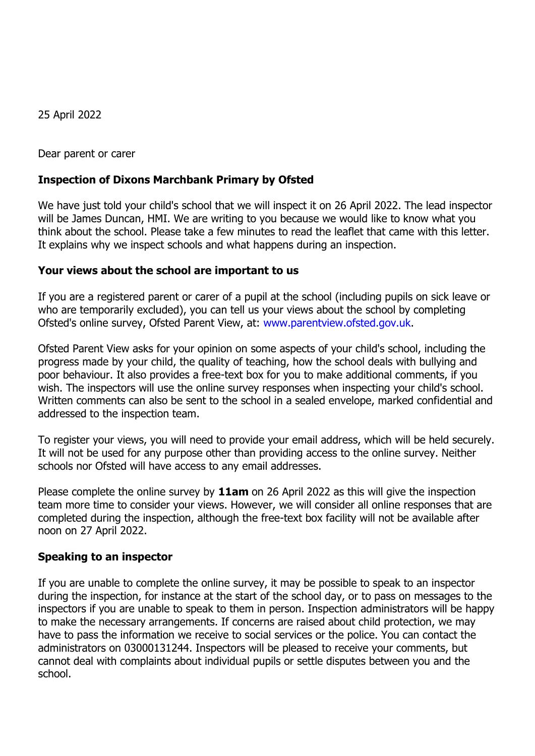25 April 2022

Dear parent or carer

**Inspection of Dixons Marchbank Primary by Ofsted**

We have just told your child's school that we will inspect it on 26 April 2022. The lead inspector will be James Duncan, HMI. We are writing to you because we would like to know what you think about the school. Please take a few minutes to read the leaflet that came with this letter. It explains why we inspect schools and what happens during an inspection.

**Your views about the school are important to us**

If you are a registered parent or carer of a pupil at the school (including pupils on sick leave or who are temporarily excluded), you can tell us your views about the school by completing Ofsted's online survey, Ofsted Parent View, at: www.parentview.ofsted.gov.uk.

Ofsted Parent View asks for your opinion on some aspects of your child's school, including the progress made by your child, the quality of teaching, how the school deals with bullying and poor behaviour. It also provides a free-text box for you to make additional comments, if you wish. The inspectors will use the online survey responses when inspecting your child's school. Written comments can also be sent to the school in a sealed envelope, marked confidential and addressed to the inspection team.

To register your views, you will need to provide your email address, which will be held securely. It will not be used for any purpose other than providing access to the online survey. Neither schools nor Ofsted will have access to any email addresses.

Please complete the online survey by **11am** on 26 April 2022 as this will give the inspection team more time to consider your views. However, we will consider all online responses that are completed during the inspection, although the free-text box facility will not be available after noon on 27 April 2022.

**Speaking to an inspector**

If you are unable to complete the online survey, it may be possible to speak to an inspector during the inspection, for instance at the start of the school day, or to pass on messages to the inspectors if you are unable to speak to them in person. Inspection administrators will be happy to make the necessary arrangements. If concerns are raised about child protection, we may have to pass the information we receive to social services or the police. You can contact the administrators on 03000131244. Inspectors will be pleased to receive your comments, but cannot deal with complaints about individual pupils or settle disputes between you and the school.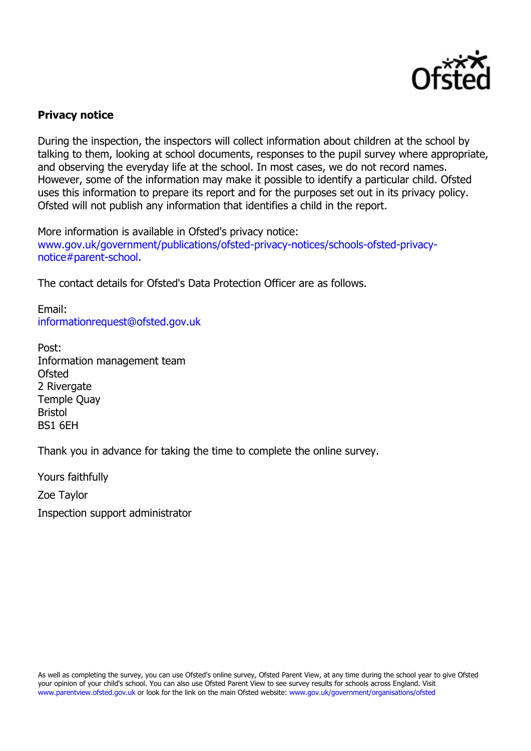**Privacy notice**

During the inspection, the inspectors will collect information about children at the school by talking to them, looking at school documents, responses to the pupil survey where appropriate, and observing the everyday life at the school. In most cases, we do not record names. However, some of the information may make it possible to identify a particular child. Ofsted uses this information to prepare its report and for the purposes set out in its privacy policy. Ofsted will not publish any information that identifies a child in the report.

More information is available in Ofsted's privacy notice: www.gov.uk/government/publications/ofsted-privacy-notices/schools-ofsted-privacy-notice#parent-school.

The contact details for Ofsted's Data Protection Officer are as follows.

Email:
informationrequest@ofsted.gov.uk

Post:
Information management team
Ofsted
2 Rivergate
Temple Quay
Bristol
BS1 6EH

Thank you in advance for taking the time to complete the online survey.

Yours faithfully

Zoe Taylor

Inspection support administrator

As well as completing the survey, you can use Ofsted's online survey, Ofsted Parent View, at any time during the school year to give Ofsted your opinion of your child's school. You can also use Ofsted Parent View to see survey results for schools across England. Visit www.parentview.ofsted.gov.uk or look for the link on the main Ofsted website: www.gov.uk/government/organisations/ofsted